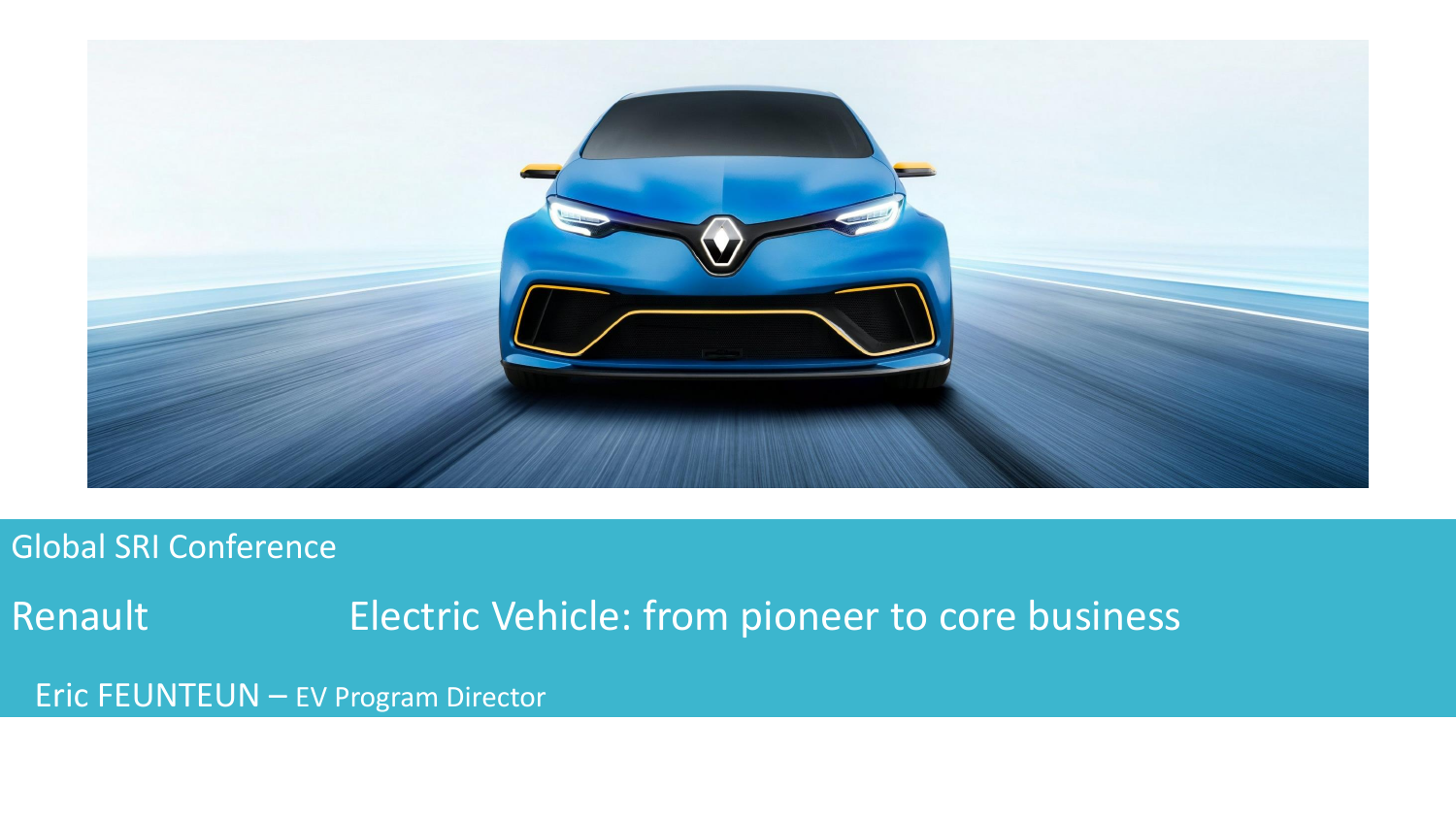Global SRI Conference

# Renault — Electric Vehicle: from pioneer to core business

Eric FEUNTEUN – EV Program Director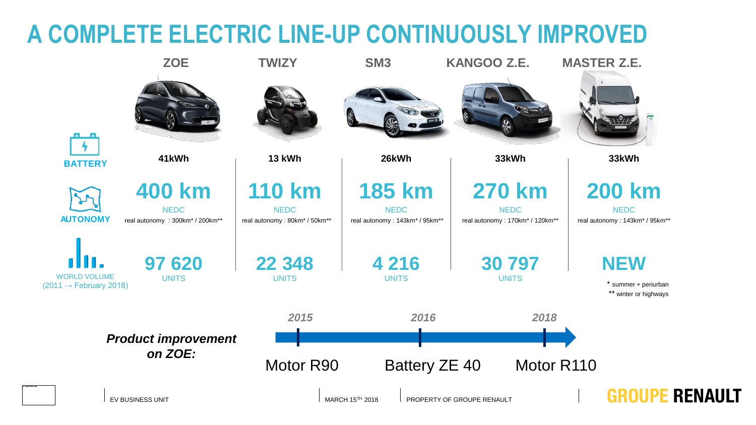# A COMPLETE ELECTRIC LINE-UP CONTINUOUSLY IMPROVED

| | ZOE | TWIZY | SM3 | KANGOO Z.E. | MASTER Z.E. |
|---|---|---|---|---|---|
| **BATTERY** | 41kWh | 13 kWh | 26kWh | 33kWh | 33kWh |
| **AUTONOMY** | **400 km** NEDC real autonomy : 300km* / 200km** | **110 km** NEDC real autonomy : 80km* / 50km** | **185 km** NEDC real autonomy : 143km* / 95km** | **270 km** NEDC real autonomy : 170km* / 120km** | **200 km** NEDC real autonomy : 143km* / 95km** |
| **WORLD VOLUME** (2011 → February 2018) | **97 620** UNITS | **22 348** UNITS | **4 216** UNITS | **30 797** UNITS | **NEW** |

\* summer + periurban
\** winter or highways

***Product improvement on ZOE:***

| 2015 | 2016 | 2018 |
|---|---|---|
| Motor R90 | Battery ZE 40 | Motor R110 |

EV BUSINESS UNIT | MARCH 15TH 2018 | PROPERTY OF GROUPE RENAULT

**GROUPE RENAULT**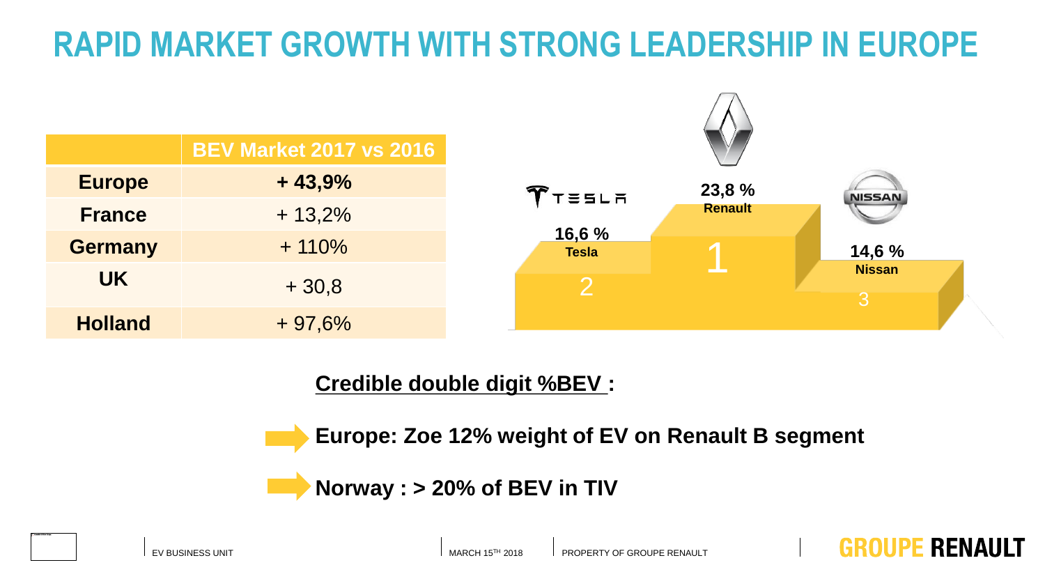# RAPID MARKET GROWTH WITH STRONG LEADERSHIP IN EUROPE

| | BEV Market 2017 vs 2016 |
|---|---|
| **Europe** | **+ 43,9%** |
| **France** | + 13,2% |
| **Germany** | + 110% |
| **UK** | + 30,8 |
| **Holland** | + 97,6% |

**23,8 %** **Renault** 1

**16,6 %** **Tesla** 2

**14,6 %** **Nissan** 3

**Credible double digit %BEV :**

- **Europe: Zoe 12% weight of EV on Renault B segment**
- **Norway : > 20% of BEV in TIV**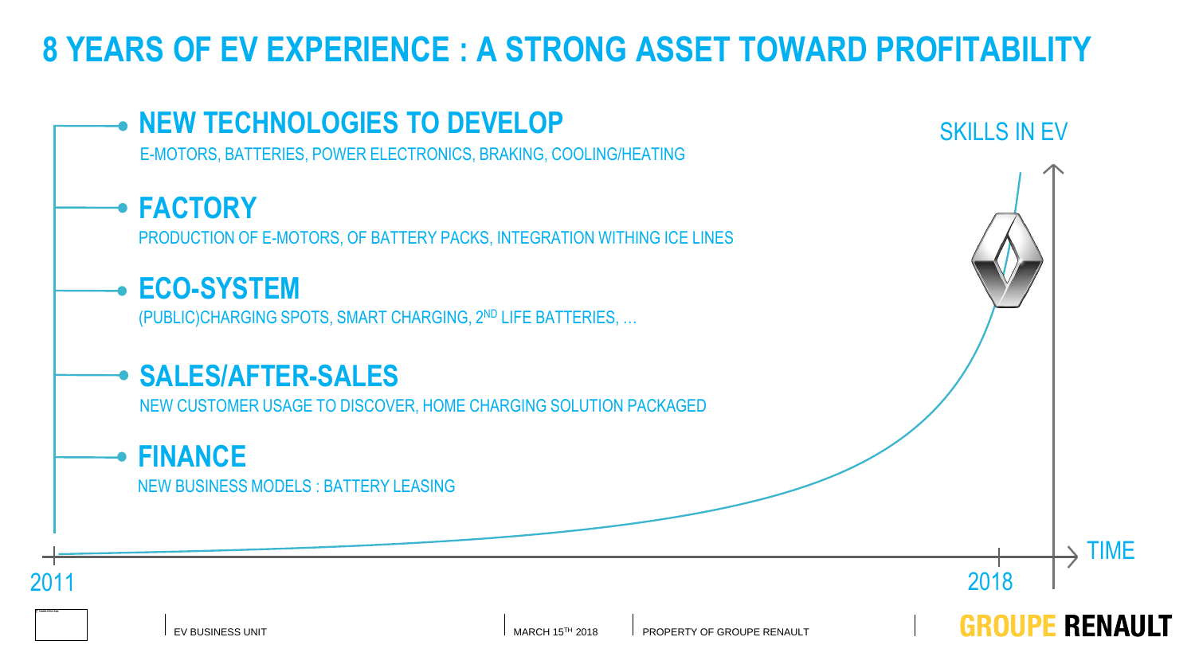# 8 YEARS OF EV EXPERIENCE : A STRONG ASSET TOWARD PROFITABILITY

## NEW TECHNOLOGIES TO DEVELOP

E-MOTORS, BATTERIES, POWER ELECTRONICS, BRAKING, COOLING/HEATING

## FACTORY

PRODUCTION OF E-MOTORS, OF BATTERY PACKS, INTEGRATION WITHING ICE LINES

## ECO-SYSTEM

(PUBLIC)CHARGING SPOTS, SMART CHARGING, 2ND LIFE BATTERIES, …

## SALES/AFTER-SALES

NEW CUSTOMER USAGE TO DISCOVER, HOME CHARGING SOLUTION PACKAGED

## FINANCE

NEW BUSINESS MODELS : BATTERY LEASING

SKILLS IN EV

TIME

2011

2018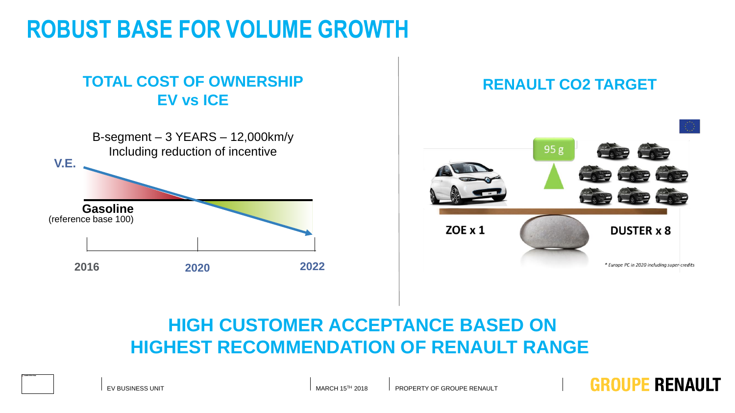# ROBUST BASE FOR VOLUME GROWTH

## TOTAL COST OF OWNERSHIP EV vs ICE

B-segment – 3 YEARS – 12,000km/y
Including reduction of incentive

V.E.

**Gasoline**
(reference base 100)

2016 | 2020 | 2022

## RENAULT CO2 TARGET

95 g

ZOE x 1

DUSTER x 8

* Europe PC in 2020 including super-credits

## HIGH CUSTOMER ACCEPTANCE BASED ON HIGHEST RECOMMENDATION OF RENAULT RANGE

EV BUSINESS UNIT | MARCH 15TH 2018 | PROPERTY OF GROUPE RENAULT

GROUPE RENAULT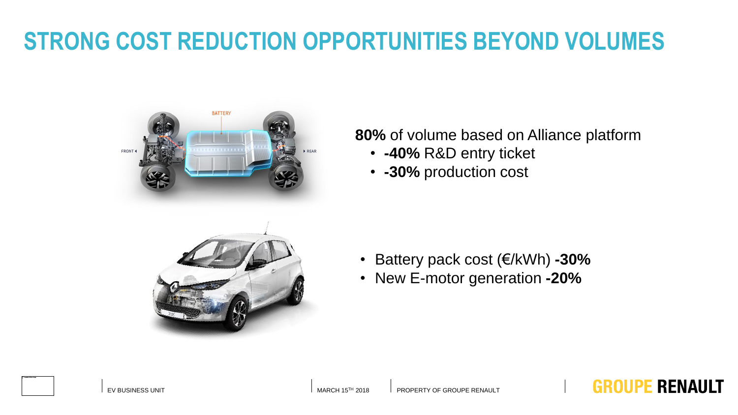# STRONG COST REDUCTION OPPORTUNITIES BEYOND VOLUMES

**80%** of volume based on Alliance platform

- **-40%** R&D entry ticket
- **-30%** production cost

- Battery pack cost (€/kWh) **-30%**
- New E-motor generation **-20%**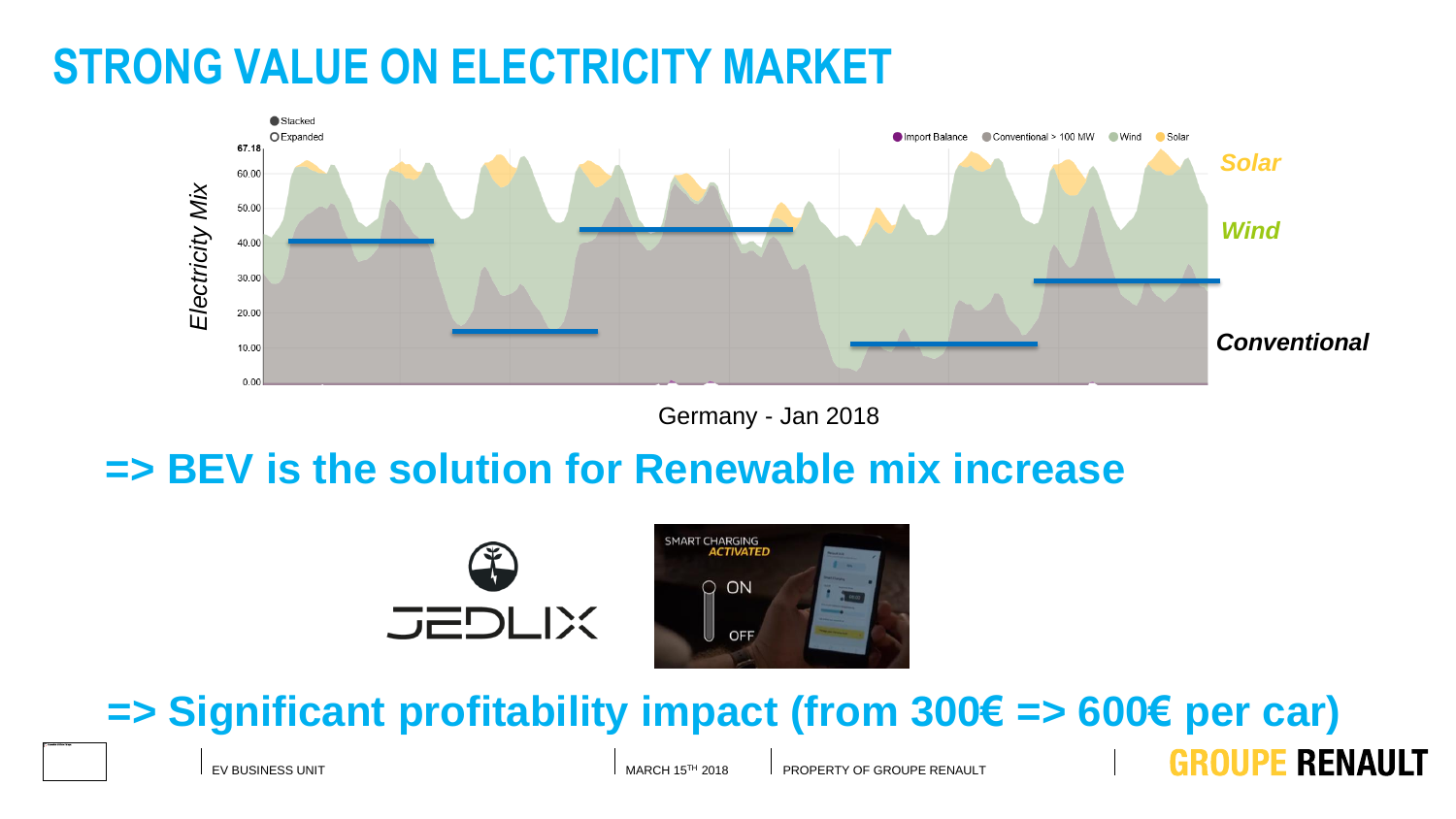# STRONG VALUE ON ELECTRICITY MARKET

Electricity Mix

Stacked
Expanded

Import Balance · Conventional > 100 MW · Wind · Solar

67.18
60.00
50.00
40.00
30.00
20.00
10.00
0.00

*Solar*

*Wind*

***Conventional***

Germany - Jan 2018

## => BEV is the solution for Renewable mix increase

JEDLIX

SMART CHARGING *ACTIVATED*

ON

OFF

## => Significant profitability impact (from 300€ => 600€ per car)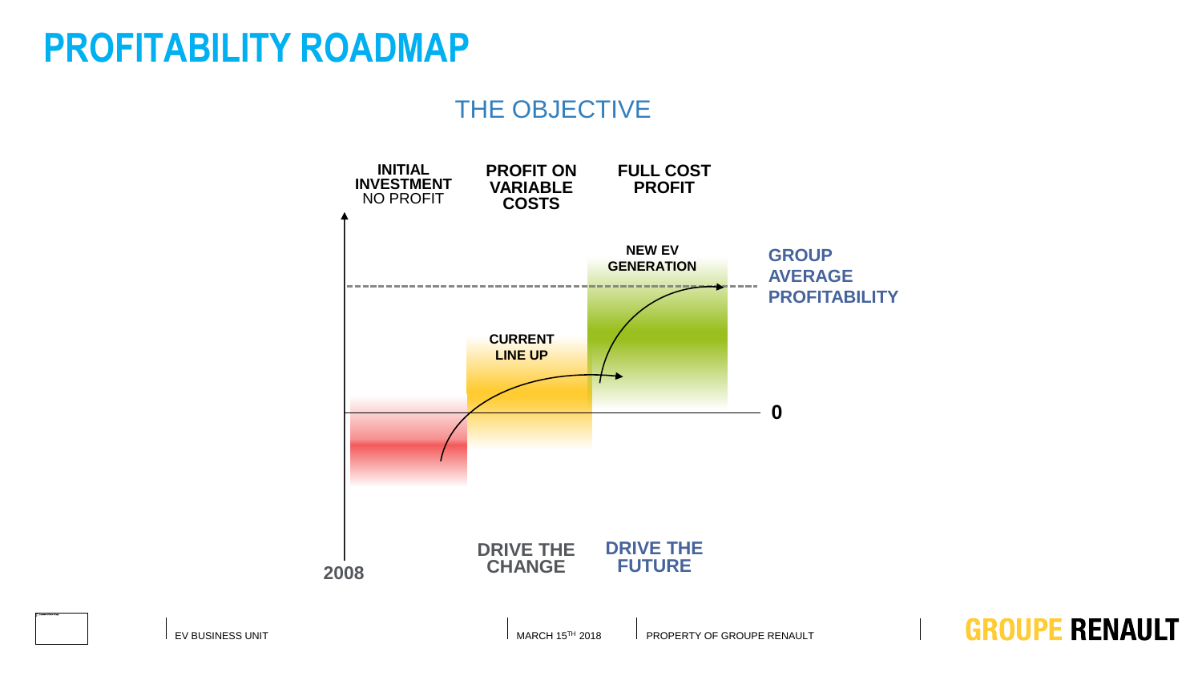# PROFITABILITY ROADMAP

## THE OBJECTIVE

**INITIAL INVESTMENT**
NO PROFIT

**PROFIT ON VARIABLE COSTS**

**FULL COST PROFIT**

**NEW EV GENERATION**

**GROUP AVERAGE PROFITABILITY**

**CURRENT LINE UP**

**0**

**2008**

**DRIVE THE CHANGE**

**DRIVE THE FUTURE**